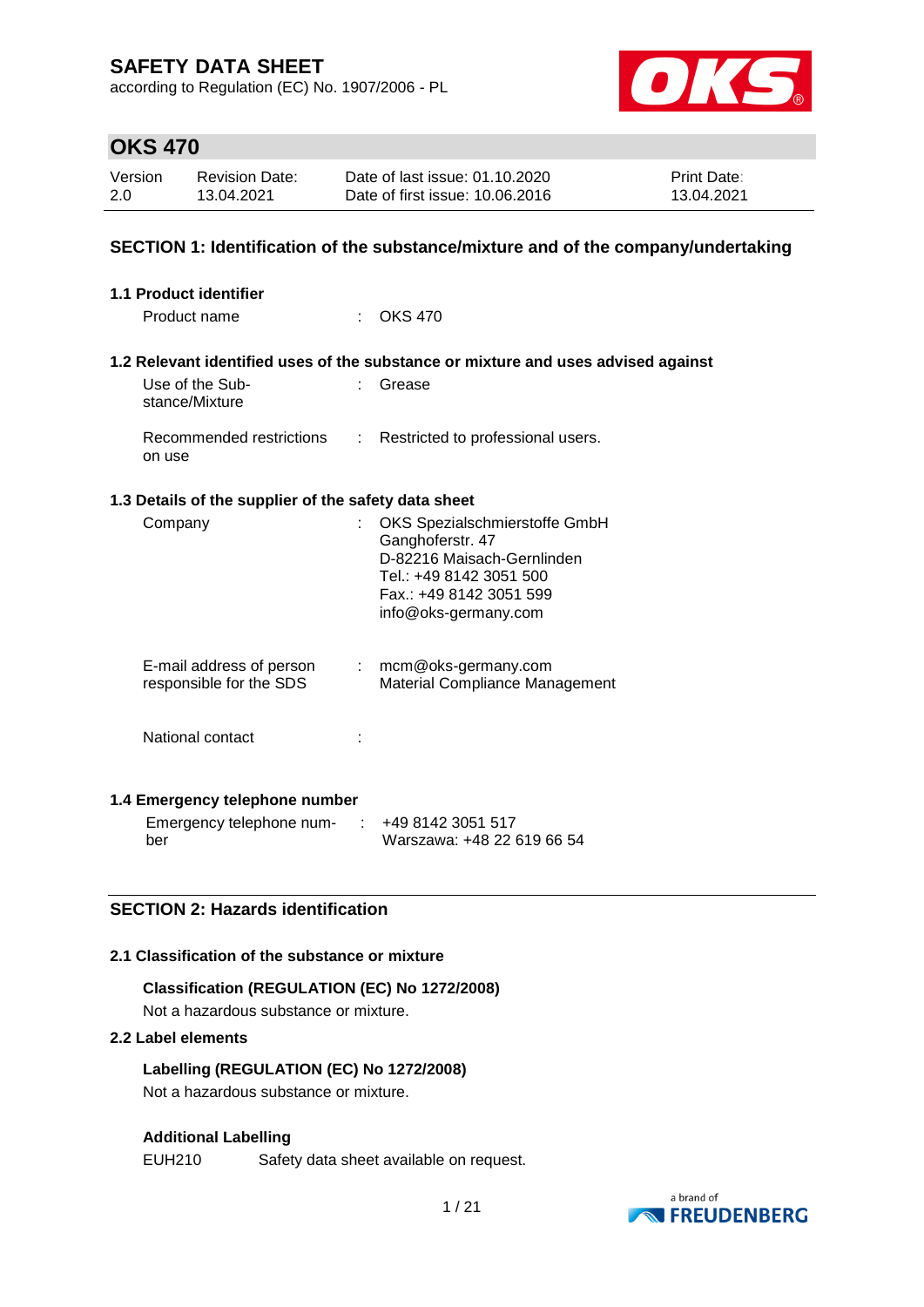# SAFETY DATA SHEET

according to Regulation (EC) No. 1907/2006 - PL

## OKS 470

| Version | Revision Date: | Date of last issue: 01.10.2020 | Print Date: |
|---|---|---|---|
| 2.0 | 13.04.2021 | Date of first issue: 10.06.2016 | 13.04.2021 |

## SECTION 1: Identification of the substance/mixture and of the company/undertaking

### 1.1 Product identifier

Product name : OKS 470

### 1.2 Relevant identified uses of the substance or mixture and uses advised against

Use of the Substance/Mixture : Grease

Recommended restrictions on use : Restricted to professional users.

### 1.3 Details of the supplier of the safety data sheet

Company : OKS Spezialschmierstoffe GmbH
Ganghoferstr. 47
D-82216 Maisach-Gernlinden
Tel.: +49 8142 3051 500
Fax.: +49 8142 3051 599
info@oks-germany.com

E-mail address of person responsible for the SDS : mcm@oks-germany.com
Material Compliance Management

National contact :

### 1.4 Emergency telephone number

Emergency telephone number : +49 8142 3051 517
Warszawa: +48 22 619 66 54

## SECTION 2: Hazards identification

### 2.1 Classification of the substance or mixture

**Classification (REGULATION (EC) No 1272/2008)**

Not a hazardous substance or mixture.

### 2.2 Label elements

**Labelling (REGULATION (EC) No 1272/2008)**

Not a hazardous substance or mixture.

**Additional Labelling**

EUH210 Safety data sheet available on request.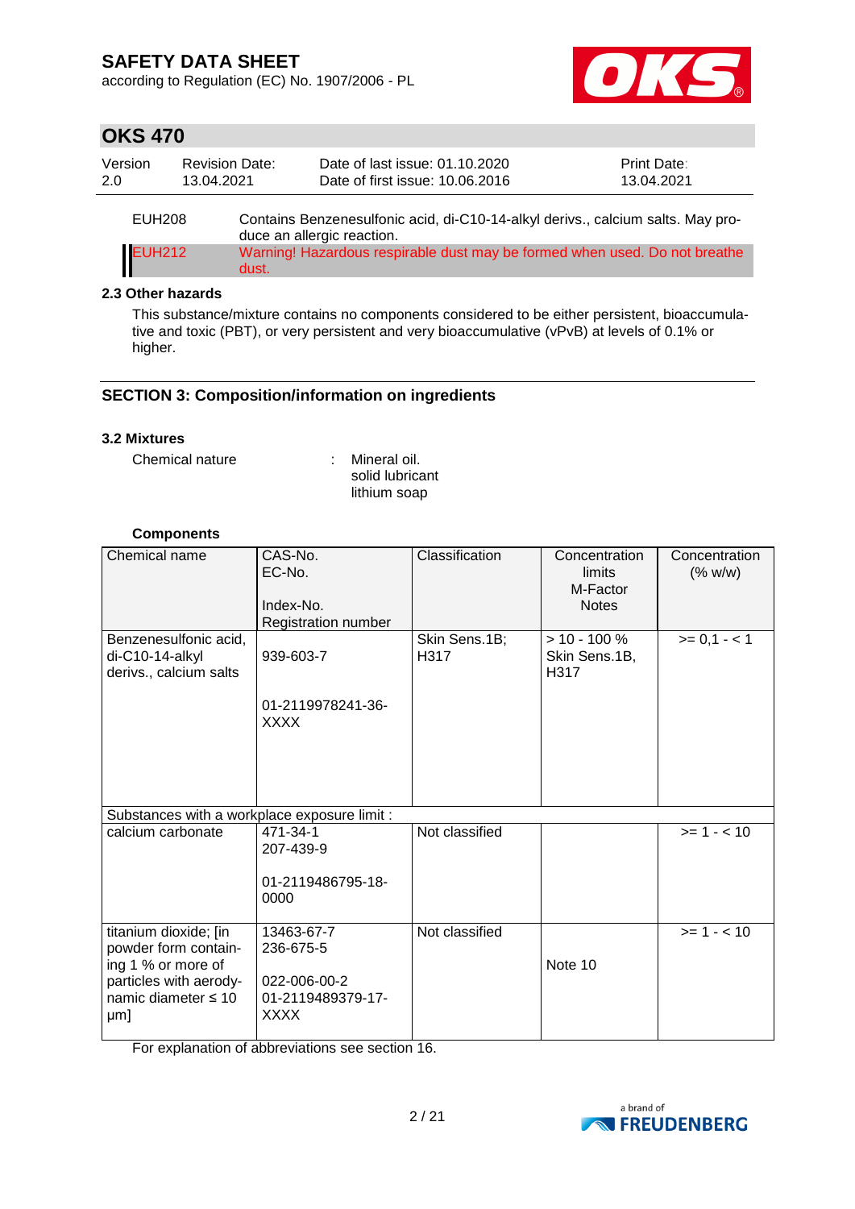| | |
|---|---|
| EUH208 | Contains Benzenesulfonic acid, di-C10-14-alkyl derivs., calcium salts. May produce an allergic reaction. |
| EUH212 | Warning! Hazardous respirable dust may be formed when used. Do not breathe dust. |

### 2.3 Other hazards

This substance/mixture contains no components considered to be either persistent, bioaccumulative and toxic (PBT), or very persistent and very bioaccumulative (vPvB) at levels of 0.1% or higher.

## SECTION 3: Composition/information on ingredients

### 3.2 Mixtures

Chemical nature : Mineral oil.
solid lubricant
lithium soap

**Components**

| Chemical name | CAS-No.<br>EC-No.<br><br>Index-No.<br>Registration number | Classification | Concentration limits<br>M-Factor<br>Notes | Concentration (% w/w) |
|---|---|---|---|---|
| Benzenesulfonic acid, di-C10-14-alkyl derivs., calcium salts | 939-603-7<br><br>01-2119978241-36-XXXX | Skin Sens.1B; H317 | > 10 - 100 %<br>Skin Sens.1B, H317 | >= 0,1 - < 1 |
| Substances with a workplace exposure limit : | | | | |
| calcium carbonate | 471-34-1<br>207-439-9<br><br>01-2119486795-18-0000 | Not classified | | >= 1 - < 10 |
| titanium dioxide; [in powder form containing 1 % or more of particles with aerodynamic diameter ≤ 10 μm] | 13463-67-7<br>236-675-5<br><br>022-006-00-2<br>01-2119489379-17-XXXX | Not classified | Note 10 | >= 1 - < 10 |

For explanation of abbreviations see section 16.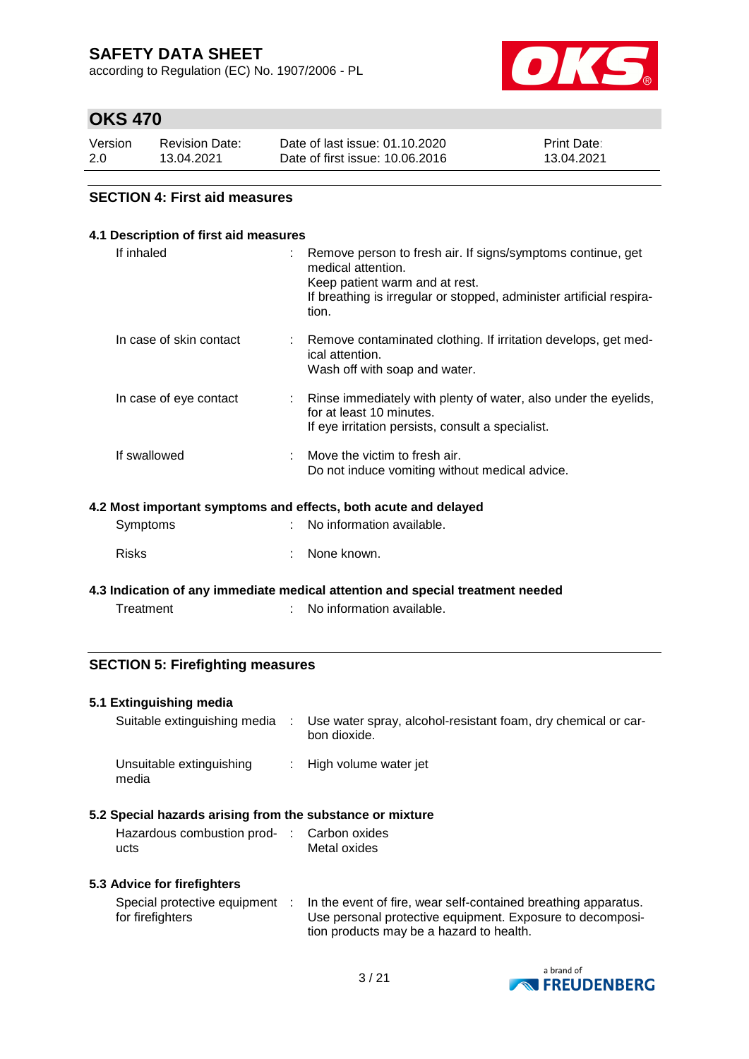## SECTION 4: First aid measures

### 4.1 Description of first aid measures

| | |
|---|---|
| If inhaled | Remove person to fresh air. If signs/symptoms continue, get medical attention.<br>Keep patient warm and at rest.<br>If breathing is irregular or stopped, administer artificial respiration. |
| In case of skin contact | Remove contaminated clothing. If irritation develops, get medical attention.<br>Wash off with soap and water. |
| In case of eye contact | Rinse immediately with plenty of water, also under the eyelids, for at least 10 minutes.<br>If eye irritation persists, consult a specialist. |
| If swallowed | Move the victim to fresh air.<br>Do not induce vomiting without medical advice. |

### 4.2 Most important symptoms and effects, both acute and delayed

| | |
|---|---|
| Symptoms | No information available. |
| Risks | None known. |

### 4.3 Indication of any immediate medical attention and special treatment needed

| | |
|---|---|
| Treatment | No information available. |

## SECTION 5: Firefighting measures

### 5.1 Extinguishing media

| | |
|---|---|
| Suitable extinguishing media | Use water spray, alcohol-resistant foam, dry chemical or carbon dioxide. |
| Unsuitable extinguishing media | High volume water jet |

### 5.2 Special hazards arising from the substance or mixture

| | |
|---|---|
| Hazardous combustion products | Carbon oxides<br>Metal oxides |

### 5.3 Advice for firefighters

| | |
|---|---|
| Special protective equipment for firefighters | In the event of fire, wear self-contained breathing apparatus.<br>Use personal protective equipment. Exposure to decomposition products may be a hazard to health. |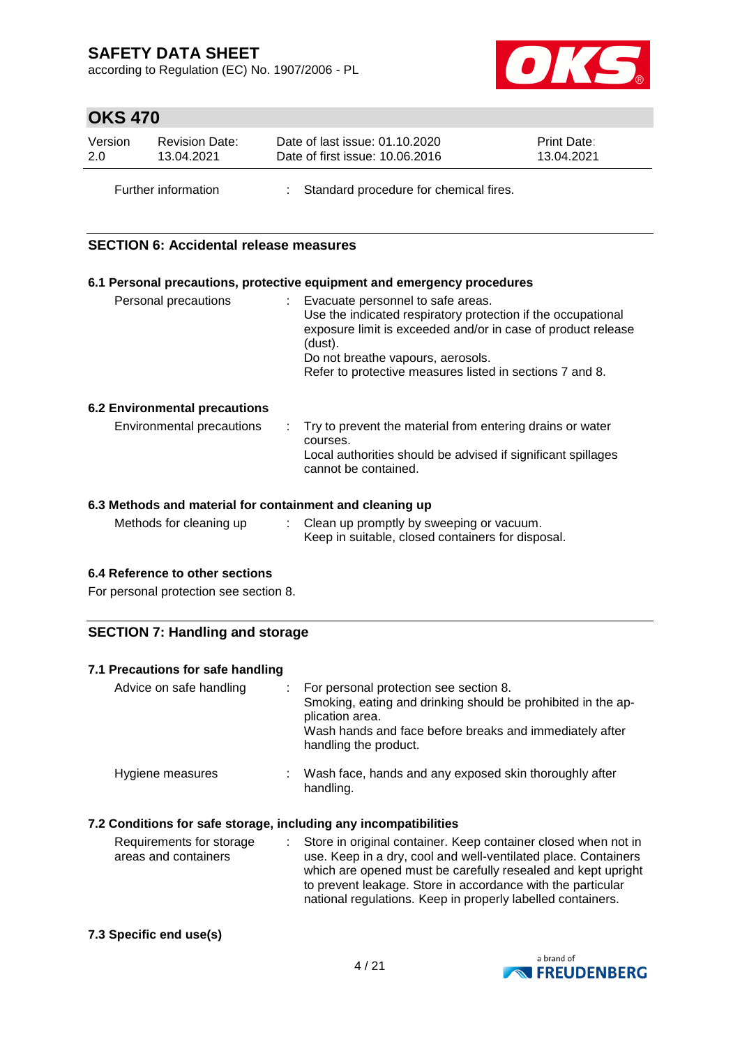| | | |
|---|---|---|
| Further information | : | Standard procedure for chemical fires. |

## SECTION 6: Accidental release measures

### 6.1 Personal precautions, protective equipment and emergency procedures

| | | |
|---|---|---|
| Personal precautions | : | Evacuate personnel to safe areas.<br>Use the indicated respiratory protection if the occupational exposure limit is exceeded and/or in case of product release (dust).<br>Do not breathe vapours, aerosols.<br>Refer to protective measures listed in sections 7 and 8. |

### 6.2 Environmental precautions

| | | |
|---|---|---|
| Environmental precautions | : | Try to prevent the material from entering drains or water courses.<br>Local authorities should be advised if significant spillages cannot be contained. |

### 6.3 Methods and material for containment and cleaning up

| | | |
|---|---|---|
| Methods for cleaning up | : | Clean up promptly by sweeping or vacuum.<br>Keep in suitable, closed containers for disposal. |

### 6.4 Reference to other sections

For personal protection see section 8.

## SECTION 7: Handling and storage

### 7.1 Precautions for safe handling

| | | |
|---|---|---|
| Advice on safe handling | : | For personal protection see section 8.<br>Smoking, eating and drinking should be prohibited in the application area.<br>Wash hands and face before breaks and immediately after handling the product. |
| Hygiene measures | : | Wash face, hands and any exposed skin thoroughly after handling. |

### 7.2 Conditions for safe storage, including any incompatibilities

| | | |
|---|---|---|
| Requirements for storage areas and containers | : | Store in original container. Keep container closed when not in use. Keep in a dry, cool and well-ventilated place. Containers which are opened must be carefully resealed and kept upright to prevent leakage. Store in accordance with the particular national regulations. Keep in properly labelled containers. |

### 7.3 Specific end use(s)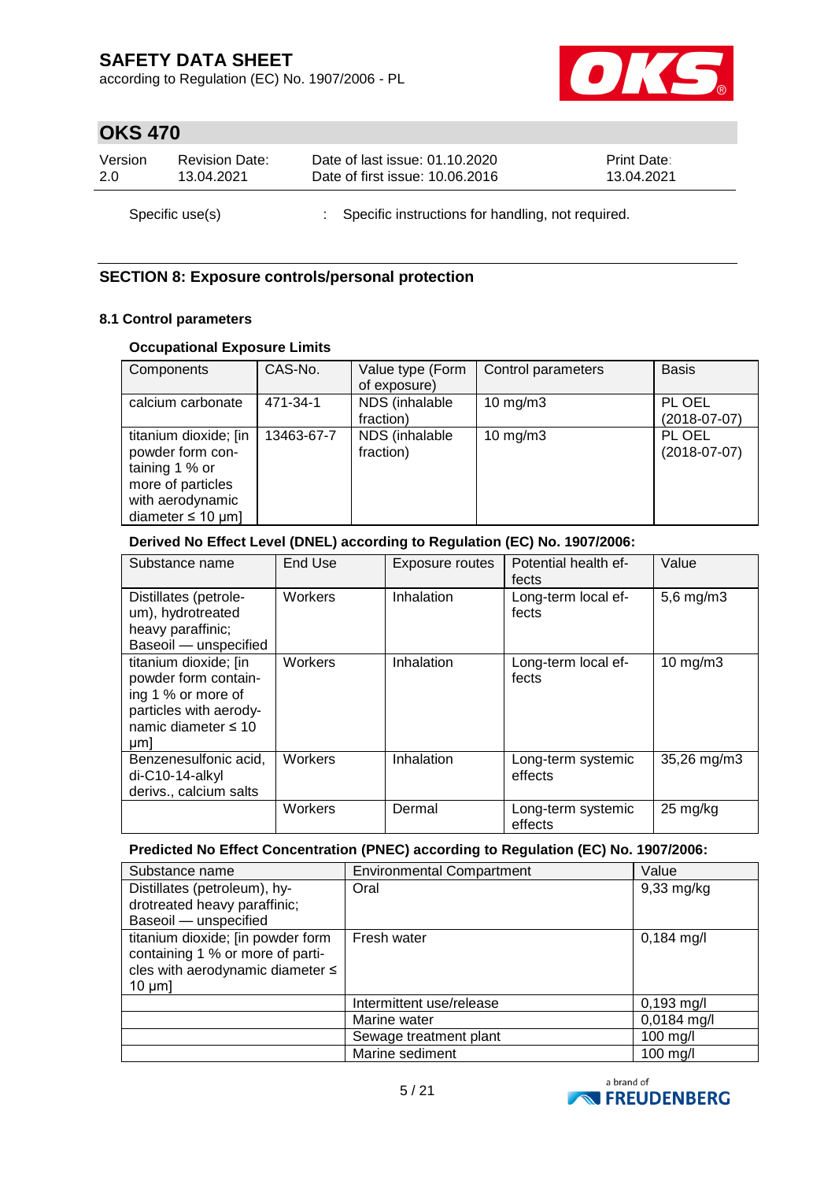Specific use(s) : Specific instructions for handling, not required.

## SECTION 8: Exposure controls/personal protection

### 8.1 Control parameters

#### Occupational Exposure Limits

| Components | CAS-No. | Value type (Form of exposure) | Control parameters | Basis |
|---|---|---|---|---|
| calcium carbonate | 471-34-1 | NDS (inhalable fraction) | 10 mg/m3 | PL OEL (2018-07-07) |
| titanium dioxide; [in powder form containing 1 % or more of particles with aerodynamic diameter ≤ 10 μm] | 13463-67-7 | NDS (inhalable fraction) | 10 mg/m3 | PL OEL (2018-07-07) |

**Derived No Effect Level (DNEL) according to Regulation (EC) No. 1907/2006:**

| Substance name | End Use | Exposure routes | Potential health effects | Value |
|---|---|---|---|---|
| Distillates (petroleum), hydrotreated heavy paraffinic; Baseoil — unspecified | Workers | Inhalation | Long-term local effects | 5,6 mg/m3 |
| titanium dioxide; [in powder form containing 1 % or more of particles with aerodynamic diameter ≤ 10 μm] | Workers | Inhalation | Long-term local effects | 10 mg/m3 |
| Benzenesulfonic acid, di-C10-14-alkyl derivs., calcium salts | Workers | Inhalation | Long-term systemic effects | 35,26 mg/m3 |
| | Workers | Dermal | Long-term systemic effects | 25 mg/kg |

**Predicted No Effect Concentration (PNEC) according to Regulation (EC) No. 1907/2006:**

| Substance name | Environmental Compartment | Value |
|---|---|---|
| Distillates (petroleum), hydrotreated heavy paraffinic; Baseoil — unspecified | Oral | 9,33 mg/kg |
| titanium dioxide; [in powder form containing 1 % or more of particles with aerodynamic diameter ≤ 10 μm] | Fresh water | 0,184 mg/l |
| | Intermittent use/release | 0,193 mg/l |
| | Marine water | 0,0184 mg/l |
| | Sewage treatment plant | 100 mg/l |
| | Marine sediment | 100 mg/l |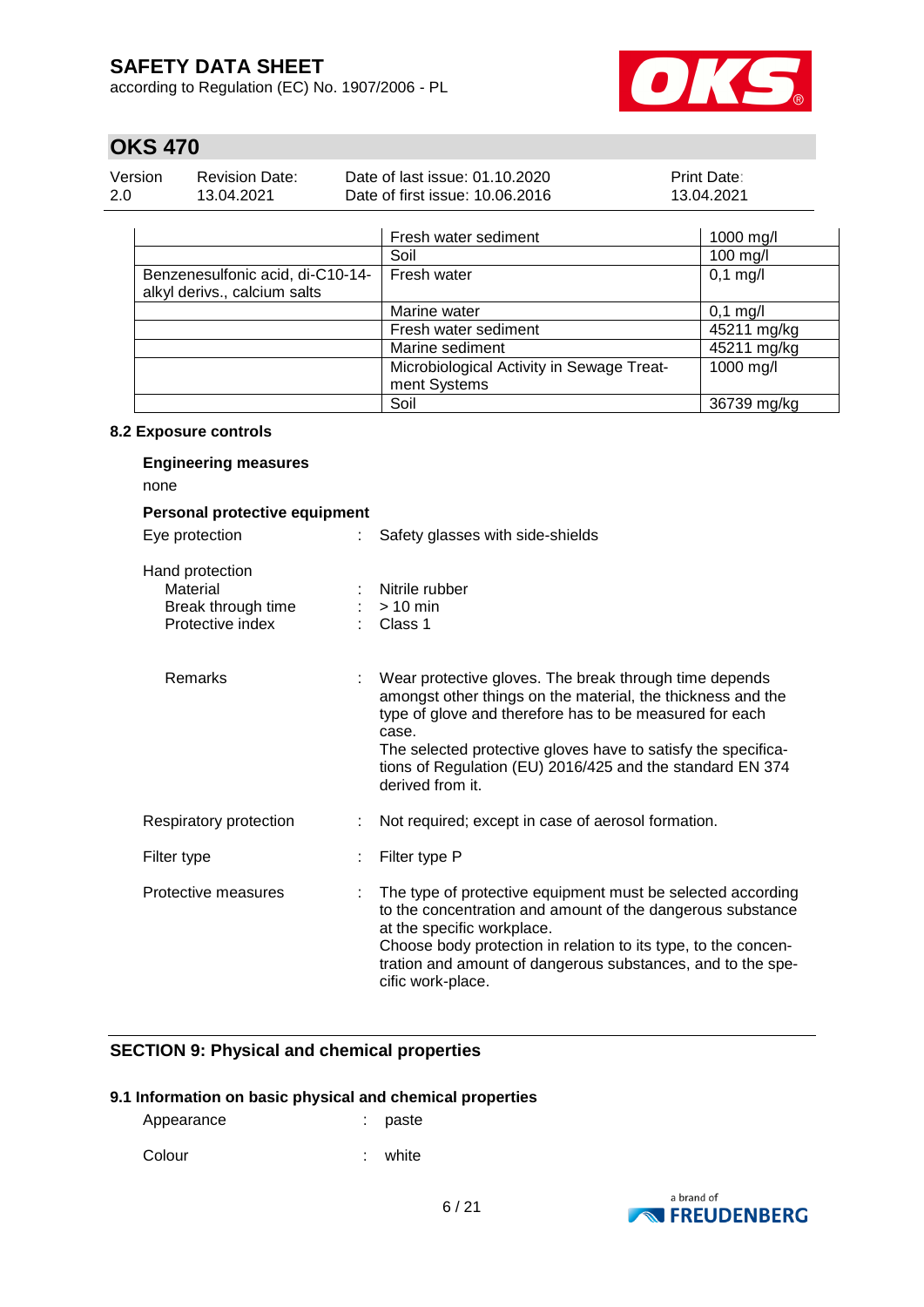| | Fresh water sediment | 1000 mg/l |
|---|---|---|
| | Soil | 100 mg/l |
| Benzenesulfonic acid, di-C10-14-alkyl derivs., calcium salts | Fresh water | 0,1 mg/l |
| | Marine water | 0,1 mg/l |
| | Fresh water sediment | 45211 mg/kg |
| | Marine sediment | 45211 mg/kg |
| | Microbiological Activity in Sewage Treatment Systems | 1000 mg/l |
| | Soil | 36739 mg/kg |

### 8.2 Exposure controls

**Engineering measures**

none

**Personal protective equipment**

Eye protection : Safety glasses with side-shields

Hand protection
- Material : Nitrile rubber
- Break through time : > 10 min
- Protective index : Class 1

Remarks : Wear protective gloves. The break through time depends amongst other things on the material, the thickness and the type of glove and therefore has to be measured for each case.
The selected protective gloves have to satisfy the specifications of Regulation (EU) 2016/425 and the standard EN 374 derived from it.

Respiratory protection : Not required; except in case of aerosol formation.

Filter type : Filter type P

Protective measures : The type of protective equipment must be selected according to the concentration and amount of the dangerous substance at the specific workplace.
Choose body protection in relation to its type, to the concentration and amount of dangerous substances, and to the specific work-place.

## SECTION 9: Physical and chemical properties

### 9.1 Information on basic physical and chemical properties

Appearance : paste

Colour : white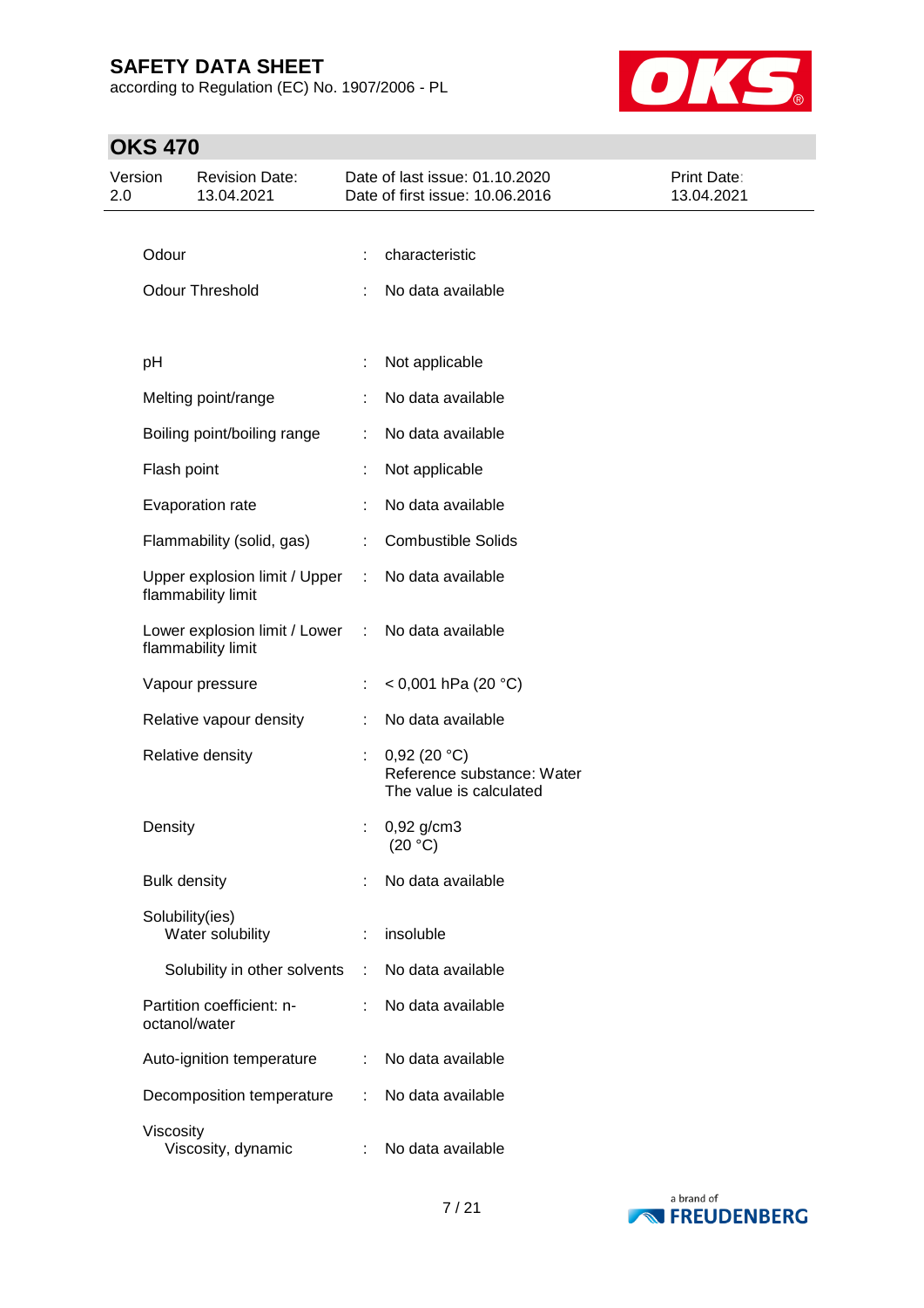| | | |
|---|---|---|
| Odour | : | characteristic |
| Odour Threshold | : | No data available |
| pH | : | Not applicable |
| Melting point/range | : | No data available |
| Boiling point/boiling range | : | No data available |
| Flash point | : | Not applicable |
| Evaporation rate | : | No data available |
| Flammability (solid, gas) | : | Combustible Solids |
| Upper explosion limit / Upper flammability limit | : | No data available |
| Lower explosion limit / Lower flammability limit | : | No data available |
| Vapour pressure | : | < 0,001 hPa (20 °C) |
| Relative vapour density | : | No data available |
| Relative density | : | 0,92 (20 °C)<br>Reference substance: Water<br>The value is calculated |
| Density | : | 0,92 g/cm3<br>(20 °C) |
| Bulk density | : | No data available |
| Solubility(ies)<br>Water solubility | : | insoluble |
| Solubility in other solvents | : | No data available |
| Partition coefficient: n-octanol/water | : | No data available |
| Auto-ignition temperature | : | No data available |
| Decomposition temperature | : | No data available |
| Viscosity<br>Viscosity, dynamic | : | No data available |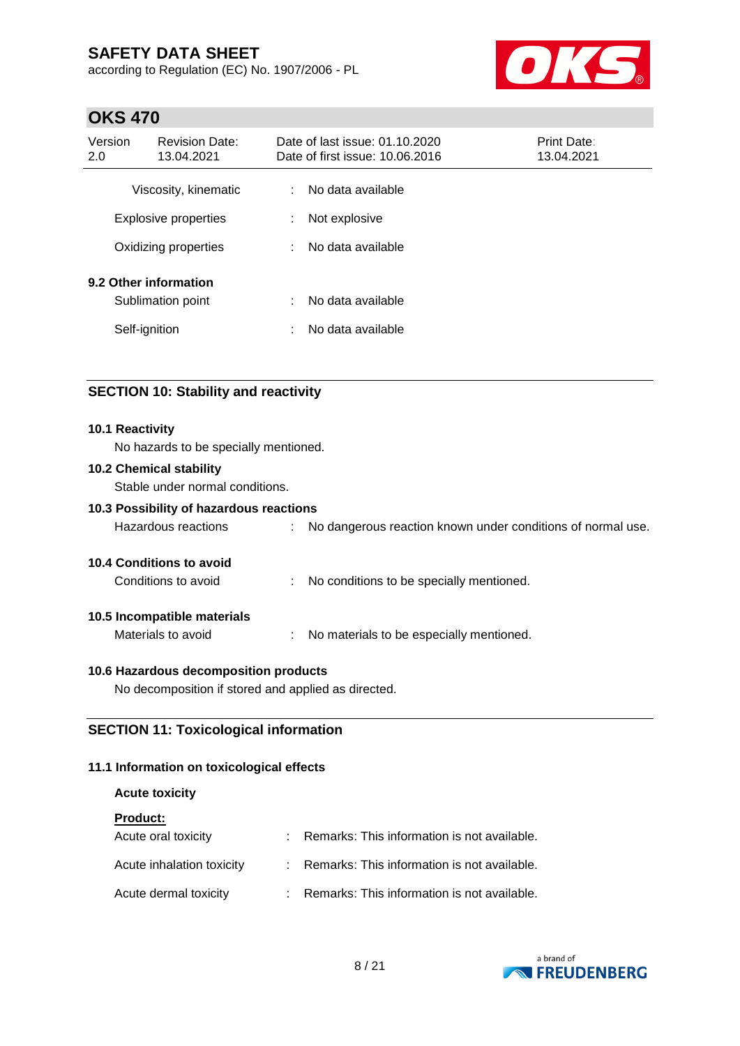| | | |
|---|---|---|
| Viscosity, kinematic | : | No data available |
| Explosive properties | : | Not explosive |
| Oxidizing properties | : | No data available |

**9.2 Other information**

| | | |
|---|---|---|
| Sublimation point | : | No data available |
| Self-ignition | : | No data available |

## SECTION 10: Stability and reactivity

**10.1 Reactivity**

No hazards to be specially mentioned.

**10.2 Chemical stability**

Stable under normal conditions.

**10.3 Possibility of hazardous reactions**

Hazardous reactions : No dangerous reaction known under conditions of normal use.

**10.4 Conditions to avoid**

Conditions to avoid : No conditions to be specially mentioned.

**10.5 Incompatible materials**

Materials to avoid : No materials to be especially mentioned.

**10.6 Hazardous decomposition products**

No decomposition if stored and applied as directed.

## SECTION 11: Toxicological information

**11.1 Information on toxicological effects**

**Acute toxicity**

**Product:**

| | | |
|---|---|---|
| Acute oral toxicity | : | Remarks: This information is not available. |
| Acute inhalation toxicity | : | Remarks: This information is not available. |
| Acute dermal toxicity | : | Remarks: This information is not available. |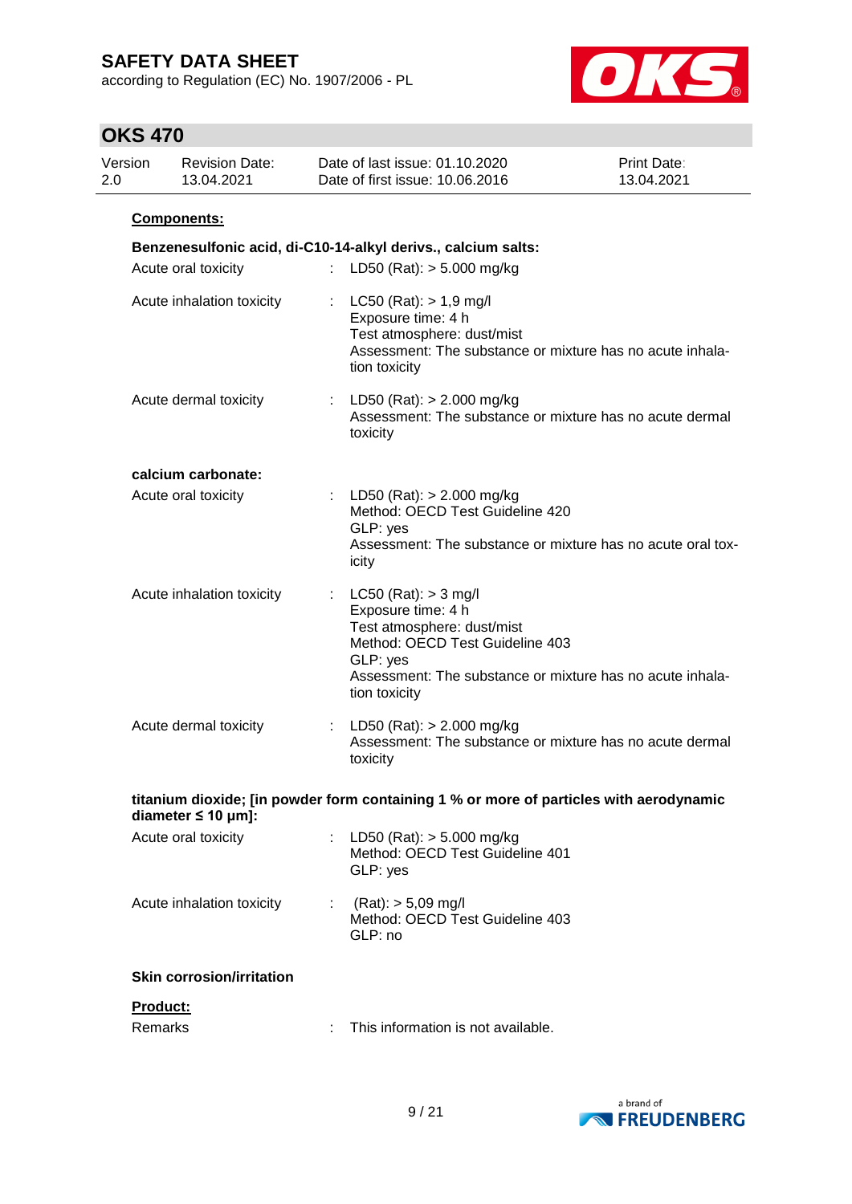**Components:**

**Benzenesulfonic acid, di-C10-14-alkyl derivs., calcium salts:**

Acute oral toxicity : LD50 (Rat): > 5.000 mg/kg

Acute inhalation toxicity : LC50 (Rat): > 1,9 mg/l
Exposure time: 4 h
Test atmosphere: dust/mist
Assessment: The substance or mixture has no acute inhalation toxicity

Acute dermal toxicity : LD50 (Rat): > 2.000 mg/kg
Assessment: The substance or mixture has no acute dermal toxicity

**calcium carbonate:**

Acute oral toxicity : LD50 (Rat): > 2.000 mg/kg
Method: OECD Test Guideline 420
GLP: yes
Assessment: The substance or mixture has no acute oral toxicity

Acute inhalation toxicity : LC50 (Rat): > 3 mg/l
Exposure time: 4 h
Test atmosphere: dust/mist
Method: OECD Test Guideline 403
GLP: yes
Assessment: The substance or mixture has no acute inhalation toxicity

Acute dermal toxicity : LD50 (Rat): > 2.000 mg/kg
Assessment: The substance or mixture has no acute dermal toxicity

**titanium dioxide; [in powder form containing 1 % or more of particles with aerodynamic diameter ≤ 10 μm]:**

Acute oral toxicity : LD50 (Rat): > 5.000 mg/kg
Method: OECD Test Guideline 401
GLP: yes

Acute inhalation toxicity : (Rat): > 5,09 mg/l
Method: OECD Test Guideline 403
GLP: no

**Skin corrosion/irritation**

**Product:**

Remarks : This information is not available.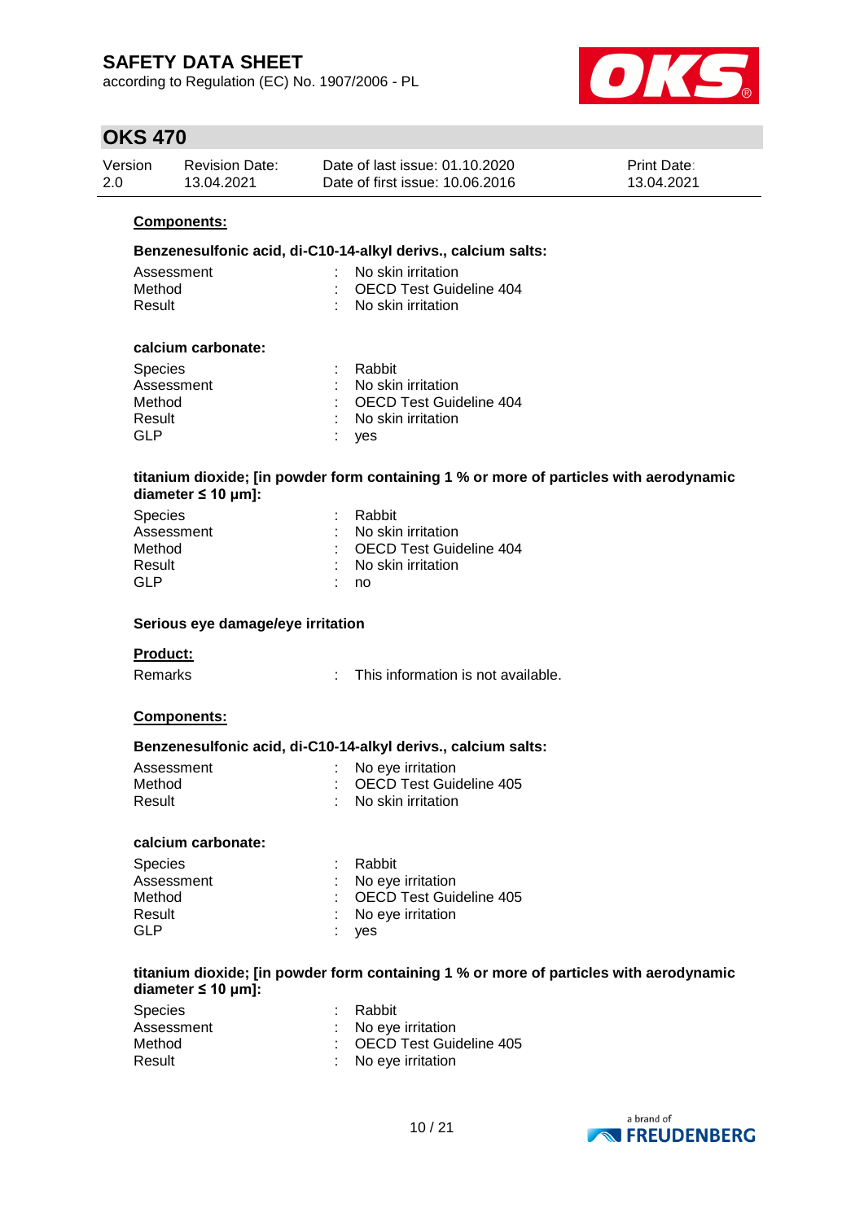**Components:**

**Benzenesulfonic acid, di-C10-14-alkyl derivs., calcium salts:**

| | | |
|---|---|---|
| Assessment | : | No skin irritation |
| Method | : | OECD Test Guideline 404 |
| Result | : | No skin irritation |

**calcium carbonate:**

| | | |
|---|---|---|
| Species | : | Rabbit |
| Assessment | : | No skin irritation |
| Method | : | OECD Test Guideline 404 |
| Result | : | No skin irritation |
| GLP | : | yes |

**titanium dioxide; [in powder form containing 1 % or more of particles with aerodynamic diameter ≤ 10 μm]:**

| | | |
|---|---|---|
| Species | : | Rabbit |
| Assessment | : | No skin irritation |
| Method | : | OECD Test Guideline 404 |
| Result | : | No skin irritation |
| GLP | : | no |

**Serious eye damage/eye irritation**

**Product:**

| | | |
|---|---|---|
| Remarks | : | This information is not available. |

**Components:**

**Benzenesulfonic acid, di-C10-14-alkyl derivs., calcium salts:**

| | | |
|---|---|---|
| Assessment | : | No eye irritation |
| Method | : | OECD Test Guideline 405 |
| Result | : | No skin irritation |

**calcium carbonate:**

| | | |
|---|---|---|
| Species | : | Rabbit |
| Assessment | : | No eye irritation |
| Method | : | OECD Test Guideline 405 |
| Result | : | No eye irritation |
| GLP | : | yes |

**titanium dioxide; [in powder form containing 1 % or more of particles with aerodynamic diameter ≤ 10 μm]:**

| | | |
|---|---|---|
| Species | : | Rabbit |
| Assessment | : | No eye irritation |
| Method | : | OECD Test Guideline 405 |
| Result | : | No eye irritation |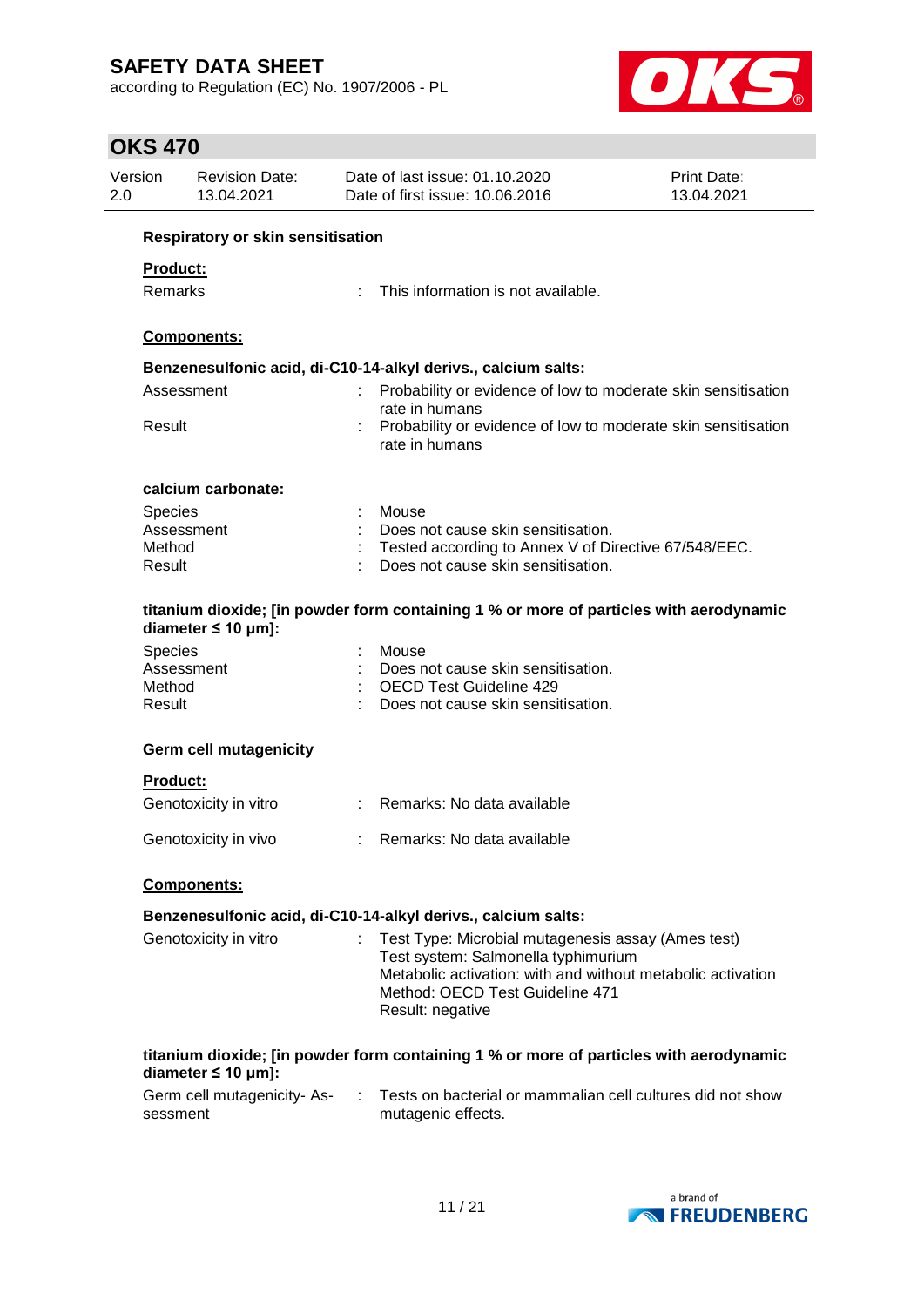#### Respiratory or skin sensitisation

**Product:**

Remarks : This information is not available.

**Components:**

**Benzenesulfonic acid, di-C10-14-alkyl derivs., calcium salts:**

Assessment : Probability or evidence of low to moderate skin sensitisation rate in humans

Result : Probability or evidence of low to moderate skin sensitisation rate in humans

**calcium carbonate:**

Species : Mouse
Assessment : Does not cause skin sensitisation.
Method : Tested according to Annex V of Directive 67/548/EEC.
Result : Does not cause skin sensitisation.

**titanium dioxide; [in powder form containing 1 % or more of particles with aerodynamic diameter ≤ 10 μm]:**

Species : Mouse
Assessment : Does not cause skin sensitisation.
Method : OECD Test Guideline 429
Result : Does not cause skin sensitisation.

#### Germ cell mutagenicity

**Product:**

Genotoxicity in vitro : Remarks: No data available

Genotoxicity in vivo : Remarks: No data available

**Components:**

**Benzenesulfonic acid, di-C10-14-alkyl derivs., calcium salts:**

Genotoxicity in vitro : Test Type: Microbial mutagenesis assay (Ames test)
Test system: Salmonella typhimurium
Metabolic activation: with and without metabolic activation
Method: OECD Test Guideline 471
Result: negative

**titanium dioxide; [in powder form containing 1 % or more of particles with aerodynamic diameter ≤ 10 μm]:**

Germ cell mutagenicity- Assessment : Tests on bacterial or mammalian cell cultures did not show mutagenic effects.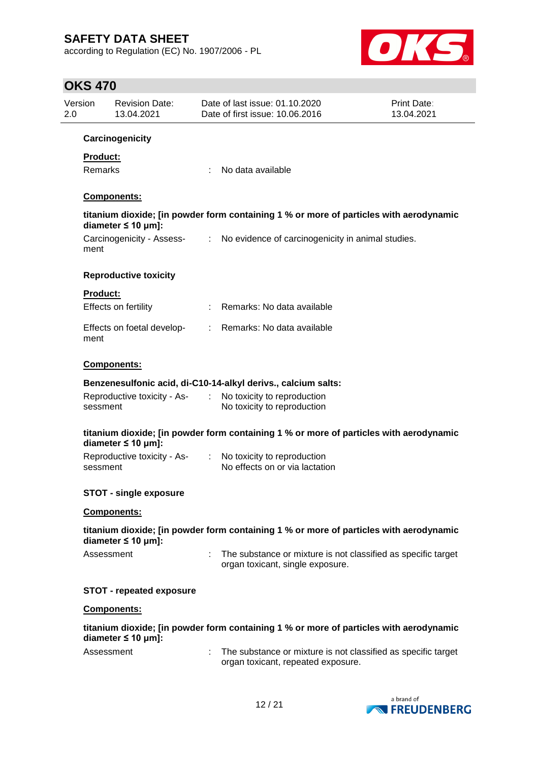**Carcinogenicity**

**Product:**

Remarks : No data available

**Components:**

**titanium dioxide; [in powder form containing 1 % or more of particles with aerodynamic diameter ≤ 10 μm]:**

Carcinogenicity - Assessment : No evidence of carcinogenicity in animal studies.

**Reproductive toxicity**

**Product:**

Effects on fertility : Remarks: No data available

Effects on foetal development : Remarks: No data available

**Components:**

**Benzenesulfonic acid, di-C10-14-alkyl derivs., calcium salts:**

Reproductive toxicity - Assessment : No toxicity to reproduction
No toxicity to reproduction

**titanium dioxide; [in powder form containing 1 % or more of particles with aerodynamic diameter ≤ 10 μm]:**

Reproductive toxicity - Assessment : No toxicity to reproduction
No effects on or via lactation

**STOT - single exposure**

**Components:**

**titanium dioxide; [in powder form containing 1 % or more of particles with aerodynamic diameter ≤ 10 μm]:**

Assessment : The substance or mixture is not classified as specific target organ toxicant, single exposure.

**STOT - repeated exposure**

**Components:**

**titanium dioxide; [in powder form containing 1 % or more of particles with aerodynamic diameter ≤ 10 μm]:**

Assessment : The substance or mixture is not classified as specific target organ toxicant, repeated exposure.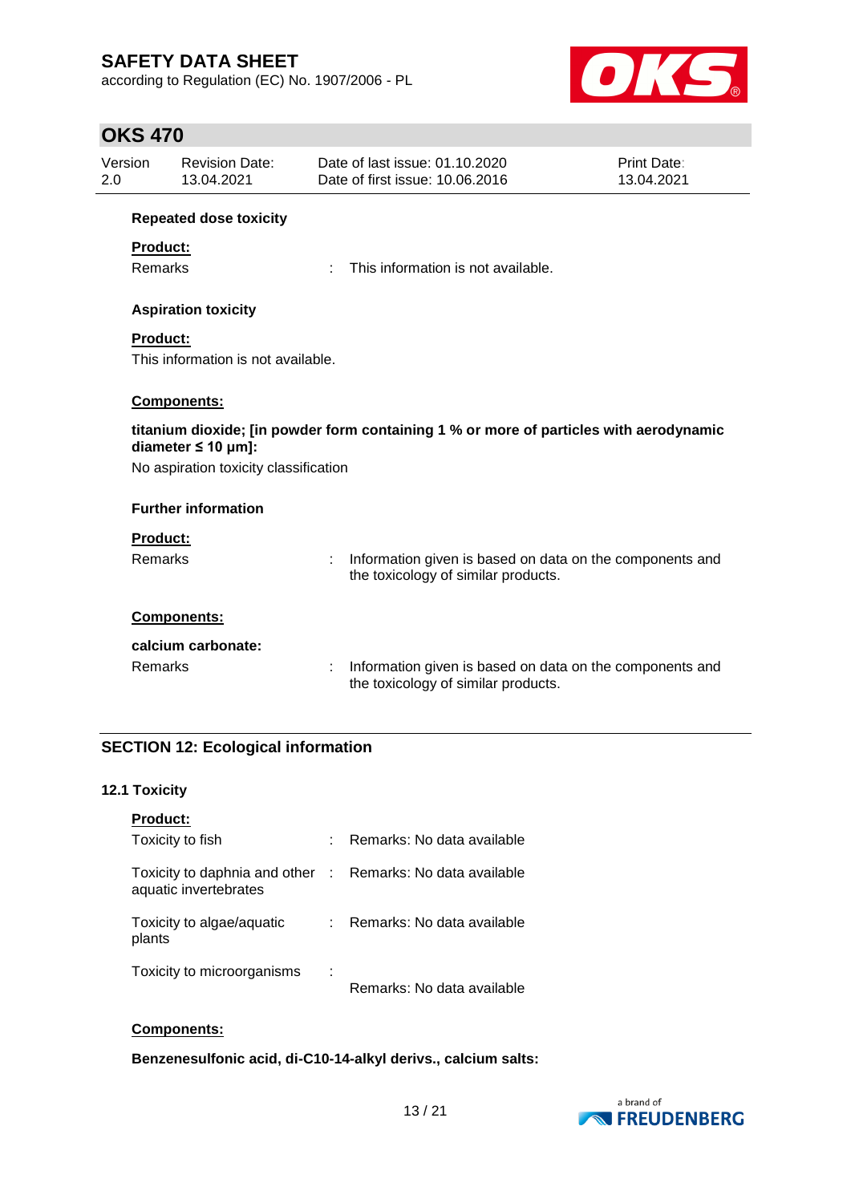**Repeated dose toxicity**

**Product:**

Remarks : This information is not available.

**Aspiration toxicity**

**Product:**

This information is not available.

**Components:**

**titanium dioxide; [in powder form containing 1 % or more of particles with aerodynamic diameter ≤ 10 μm]:**

No aspiration toxicity classification

**Further information**

**Product:**

Remarks : Information given is based on data on the components and the toxicology of similar products.

**Components:**

**calcium carbonate:**

Remarks : Information given is based on data on the components and the toxicology of similar products.

## SECTION 12: Ecological information

### 12.1 Toxicity

**Product:**

| | | |
|---|---|---|
| Toxicity to fish | : | Remarks: No data available |
| Toxicity to daphnia and other aquatic invertebrates | : | Remarks: No data available |
| Toxicity to algae/aquatic plants | : | Remarks: No data available |
| Toxicity to microorganisms | : | Remarks: No data available |

**Components:**

**Benzenesulfonic acid, di-C10-14-alkyl derivs., calcium salts:**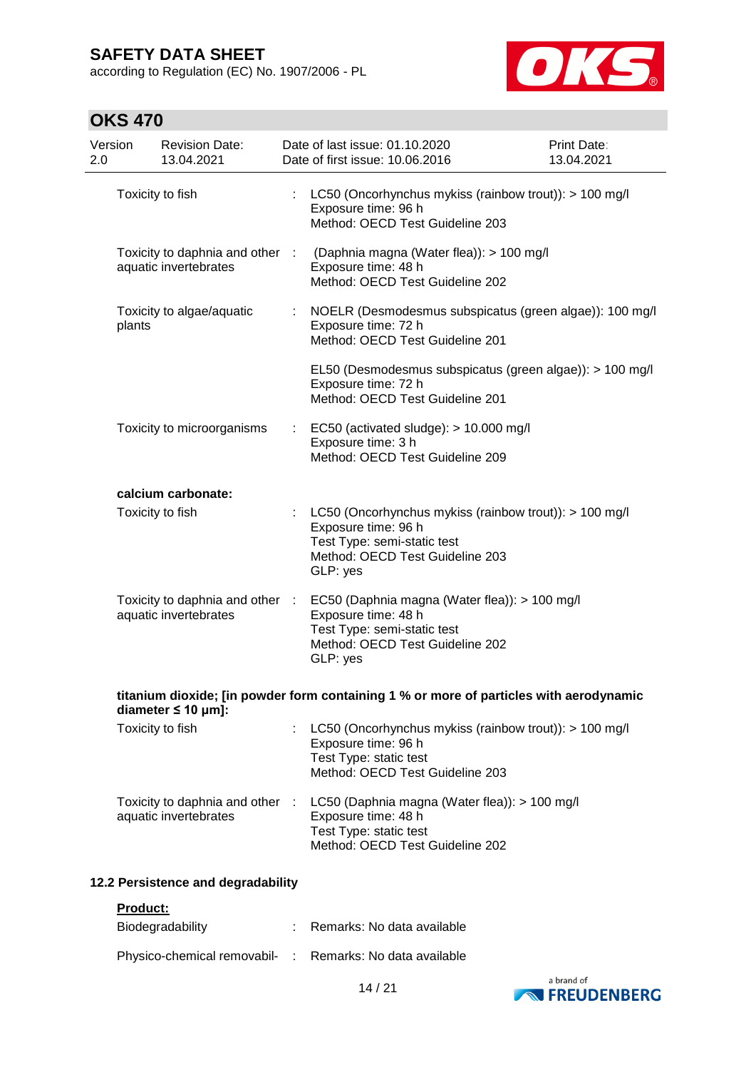| | | |
|---|---|---|
| Toxicity to fish | : | LC50 (Oncorhynchus mykiss (rainbow trout)): > 100 mg/l<br>Exposure time: 96 h<br>Method: OECD Test Guideline 203 |
| Toxicity to daphnia and other aquatic invertebrates | : | (Daphnia magna (Water flea)): > 100 mg/l<br>Exposure time: 48 h<br>Method: OECD Test Guideline 202 |
| Toxicity to algae/aquatic plants | : | NOELR (Desmodesmus subspicatus (green algae)): 100 mg/l<br>Exposure time: 72 h<br>Method: OECD Test Guideline 201 |
| | | EL50 (Desmodesmus subspicatus (green algae)): > 100 mg/l<br>Exposure time: 72 h<br>Method: OECD Test Guideline 201 |
| Toxicity to microorganisms | : | EC50 (activated sludge): > 10.000 mg/l<br>Exposure time: 3 h<br>Method: OECD Test Guideline 209 |

**calcium carbonate:**

| | | |
|---|---|---|
| Toxicity to fish | : | LC50 (Oncorhynchus mykiss (rainbow trout)): > 100 mg/l<br>Exposure time: 96 h<br>Test Type: semi-static test<br>Method: OECD Test Guideline 203<br>GLP: yes |
| Toxicity to daphnia and other aquatic invertebrates | : | EC50 (Daphnia magna (Water flea)): > 100 mg/l<br>Exposure time: 48 h<br>Test Type: semi-static test<br>Method: OECD Test Guideline 202<br>GLP: yes |

**titanium dioxide; [in powder form containing 1 % or more of particles with aerodynamic diameter ≤ 10 μm]:**

| | | |
|---|---|---|
| Toxicity to fish | : | LC50 (Oncorhynchus mykiss (rainbow trout)): > 100 mg/l<br>Exposure time: 96 h<br>Test Type: static test<br>Method: OECD Test Guideline 203 |
| Toxicity to daphnia and other aquatic invertebrates | : | LC50 (Daphnia magna (Water flea)): > 100 mg/l<br>Exposure time: 48 h<br>Test Type: static test<br>Method: OECD Test Guideline 202 |

### 12.2 Persistence and degradability

**Product:**

| | | |
|---|---|---|
| Biodegradability | : | Remarks: No data available |
| Physico-chemical removabil- | : | Remarks: No data available |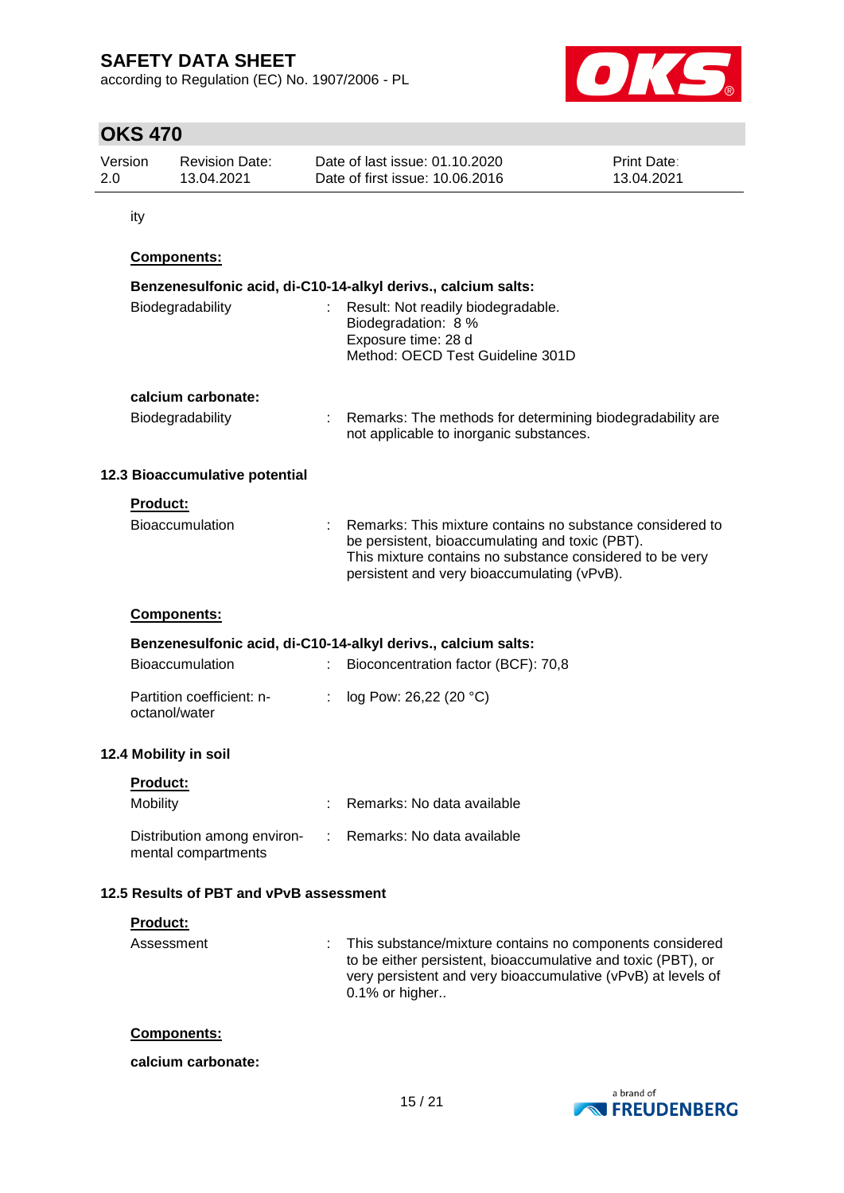ity

**Components:**

**Benzenesulfonic acid, di-C10-14-alkyl derivs., calcium salts:**

| | | |
|---|---|---|
| Biodegradability | : | Result: Not readily biodegradable.<br>Biodegradation: 8 %<br>Exposure time: 28 d<br>Method: OECD Test Guideline 301D |

**calcium carbonate:**

| | | |
|---|---|---|
| Biodegradability | : | Remarks: The methods for determining biodegradability are not applicable to inorganic substances. |

### 12.3 Bioaccumulative potential

**Product:**

| | | |
|---|---|---|
| Bioaccumulation | : | Remarks: This mixture contains no substance considered to be persistent, bioaccumulating and toxic (PBT).<br>This mixture contains no substance considered to be very persistent and very bioaccumulating (vPvB). |

**Components:**

**Benzenesulfonic acid, di-C10-14-alkyl derivs., calcium salts:**

| | | |
|---|---|---|
| Bioaccumulation | : | Bioconcentration factor (BCF): 70,8 |
| Partition coefficient: n-octanol/water | : | log Pow: 26,22 (20 °C) |

### 12.4 Mobility in soil

**Product:**

| | | |
|---|---|---|
| Mobility | : | Remarks: No data available |
| Distribution among environmental compartments | : | Remarks: No data available |

### 12.5 Results of PBT and vPvB assessment

**Product:**

| | | |
|---|---|---|
| Assessment | : | This substance/mixture contains no components considered to be either persistent, bioaccumulative and toxic (PBT), or very persistent and very bioaccumulative (vPvB) at levels of 0.1% or higher.. |

**Components:**

**calcium carbonate:**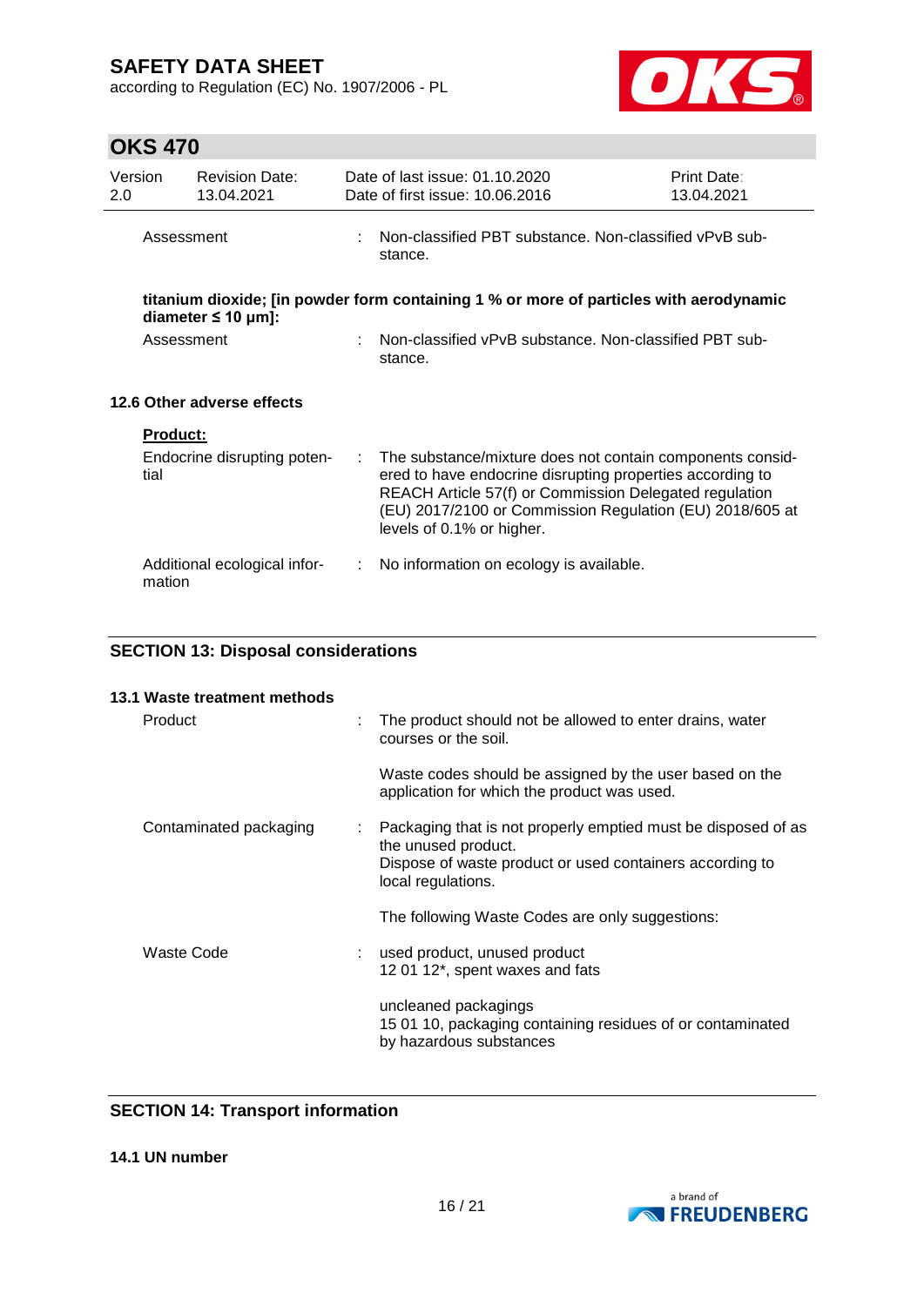| | | |
|---|---|---|
| Assessment | : | Non-classified PBT substance. Non-classified vPvB substance. |

**titanium dioxide; [in powder form containing 1 % or more of particles with aerodynamic diameter ≤ 10 μm]:**

| | | |
|---|---|---|
| Assessment | : | Non-classified vPvB substance. Non-classified PBT substance. |

### 12.6 Other adverse effects

**Product:**

| | | |
|---|---|---|
| Endocrine disrupting potential | : | The substance/mixture does not contain components considered to have endocrine disrupting properties according to REACH Article 57(f) or Commission Delegated regulation (EU) 2017/2100 or Commission Regulation (EU) 2018/605 at levels of 0.1% or higher. |
| Additional ecological information | : | No information on ecology is available. |

## SECTION 13: Disposal considerations

### 13.1 Waste treatment methods

| | | |
|---|---|---|
| Product | : | The product should not be allowed to enter drains, water courses or the soil.<br><br>Waste codes should be assigned by the user based on the application for which the product was used. |
| Contaminated packaging | : | Packaging that is not properly emptied must be disposed of as the unused product.<br>Dispose of waste product or used containers according to local regulations.<br><br>The following Waste Codes are only suggestions: |
| Waste Code | : | used product, unused product<br>12 01 12*, spent waxes and fats<br><br>uncleaned packagings<br>15 01 10, packaging containing residues of or contaminated by hazardous substances |

## SECTION 14: Transport information

### 14.1 UN number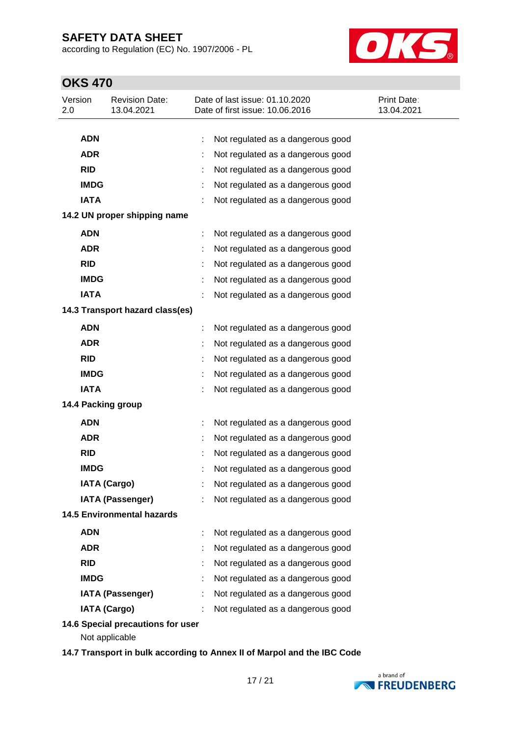| | | |
|---|---|---|
| **ADN** | : | Not regulated as a dangerous good |
| **ADR** | : | Not regulated as a dangerous good |
| **RID** | : | Not regulated as a dangerous good |
| **IMDG** | : | Not regulated as a dangerous good |
| **IATA** | : | Not regulated as a dangerous good |

**14.2 UN proper shipping name**

| | | |
|---|---|---|
| **ADN** | : | Not regulated as a dangerous good |
| **ADR** | : | Not regulated as a dangerous good |
| **RID** | : | Not regulated as a dangerous good |
| **IMDG** | : | Not regulated as a dangerous good |
| **IATA** | : | Not regulated as a dangerous good |

**14.3 Transport hazard class(es)**

| | | |
|---|---|---|
| **ADN** | : | Not regulated as a dangerous good |
| **ADR** | : | Not regulated as a dangerous good |
| **RID** | : | Not regulated as a dangerous good |
| **IMDG** | : | Not regulated as a dangerous good |
| **IATA** | : | Not regulated as a dangerous good |

**14.4 Packing group**

| | | |
|---|---|---|
| **ADN** | : | Not regulated as a dangerous good |
| **ADR** | : | Not regulated as a dangerous good |
| **RID** | : | Not regulated as a dangerous good |
| **IMDG** | : | Not regulated as a dangerous good |
| **IATA (Cargo)** | : | Not regulated as a dangerous good |
| **IATA (Passenger)** | : | Not regulated as a dangerous good |

**14.5 Environmental hazards**

| | | |
|---|---|---|
| **ADN** | : | Not regulated as a dangerous good |
| **ADR** | : | Not regulated as a dangerous good |
| **RID** | : | Not regulated as a dangerous good |
| **IMDG** | : | Not regulated as a dangerous good |
| **IATA (Passenger)** | : | Not regulated as a dangerous good |
| **IATA (Cargo)** | : | Not regulated as a dangerous good |

**14.6 Special precautions for user**

Not applicable

**14.7 Transport in bulk according to Annex II of Marpol and the IBC Code**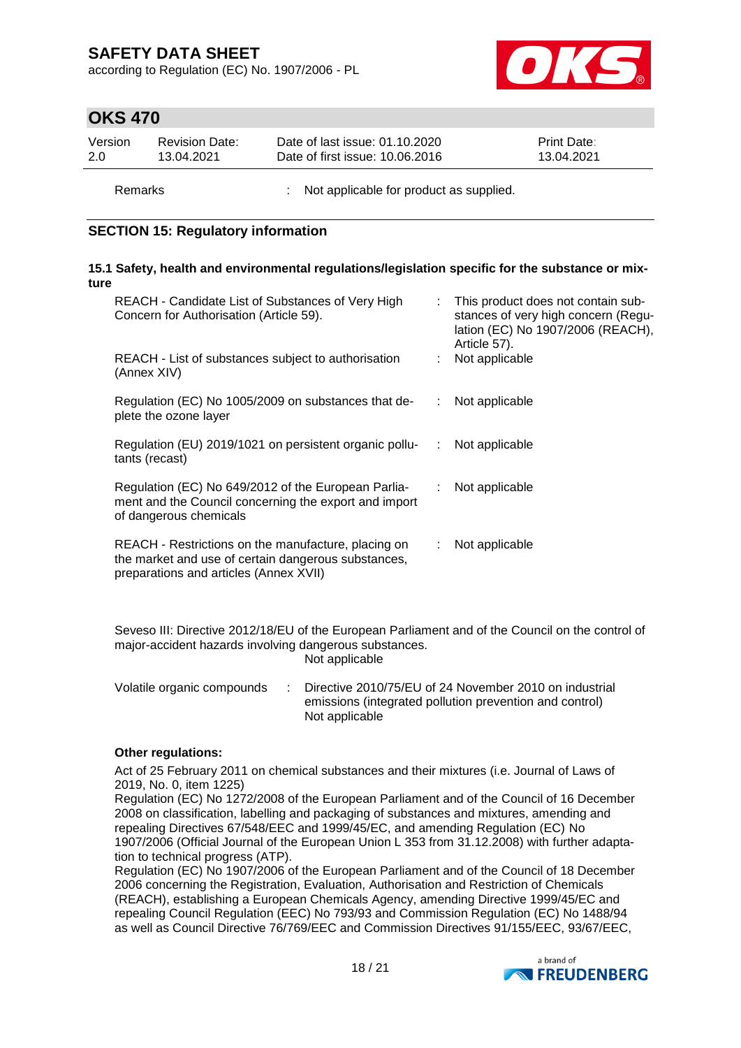| | | |
|---|---|---|
| Remarks | : | Not applicable for product as supplied. |

## SECTION 15: Regulatory information

### 15.1 Safety, health and environmental regulations/legislation specific for the substance or mixture

| | | |
|---|---|---|
| REACH - Candidate List of Substances of Very High Concern for Authorisation (Article 59). | : | This product does not contain substances of very high concern (Regulation (EC) No 1907/2006 (REACH), Article 57). |
| REACH - List of substances subject to authorisation (Annex XIV) | : | Not applicable |
| Regulation (EC) No 1005/2009 on substances that deplete the ozone layer | : | Not applicable |
| Regulation (EU) 2019/1021 on persistent organic pollutants (recast) | : | Not applicable |
| Regulation (EC) No 649/2012 of the European Parliament and the Council concerning the export and import of dangerous chemicals | : | Not applicable |
| REACH - Restrictions on the manufacture, placing on the market and use of certain dangerous substances, preparations and articles (Annex XVII) | : | Not applicable |

Seveso III: Directive 2012/18/EU of the European Parliament and of the Council on the control of major-accident hazards involving dangerous substances.
Not applicable

| | | |
|---|---|---|
| Volatile organic compounds | : | Directive 2010/75/EU of 24 November 2010 on industrial emissions (integrated pollution prevention and control)<br>Not applicable |

**Other regulations:**

Act of 25 February 2011 on chemical substances and their mixtures (i.e. Journal of Laws of 2019, No. 0, item 1225)
Regulation (EC) No 1272/2008 of the European Parliament and of the Council of 16 December 2008 on classification, labelling and packaging of substances and mixtures, amending and repealing Directives 67/548/EEC and 1999/45/EC, and amending Regulation (EC) No 1907/2006 (Official Journal of the European Union L 353 from 31.12.2008) with further adaptation to technical progress (ATP).
Regulation (EC) No 1907/2006 of the European Parliament and of the Council of 18 December 2006 concerning the Registration, Evaluation, Authorisation and Restriction of Chemicals (REACH), establishing a European Chemicals Agency, amending Directive 1999/45/EC and repealing Council Regulation (EEC) No 793/93 and Commission Regulation (EC) No 1488/94 as well as Council Directive 76/769/EEC and Commission Directives 91/155/EEC, 93/67/EEC,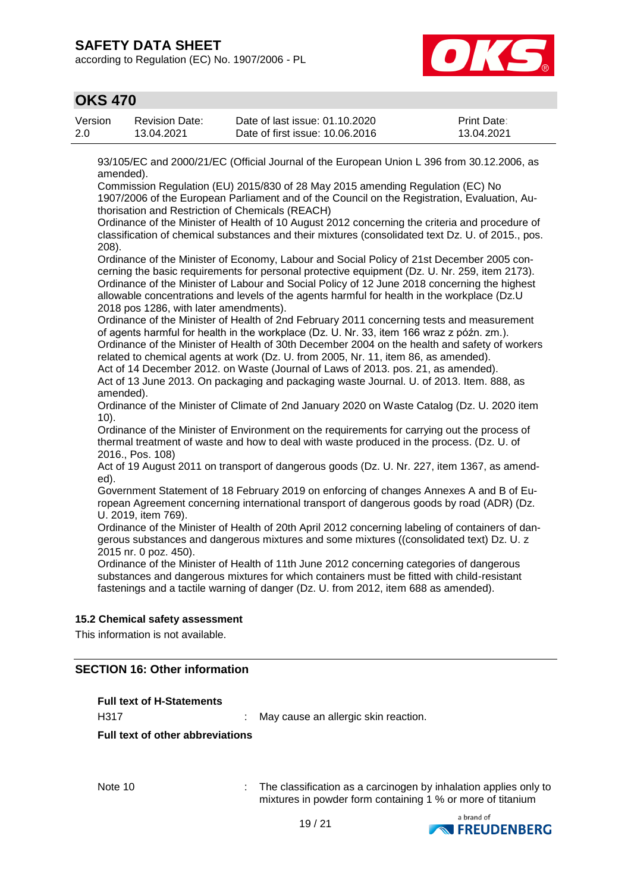93/105/EC and 2000/21/EC (Official Journal of the European Union L 396 from 30.12.2006, as amended).

Commission Regulation (EU) 2015/830 of 28 May 2015 amending Regulation (EC) No 1907/2006 of the European Parliament and of the Council on the Registration, Evaluation, Authorisation and Restriction of Chemicals (REACH)

Ordinance of the Minister of Health of 10 August 2012 concerning the criteria and procedure of classification of chemical substances and their mixtures (consolidated text Dz. U. of 2015., pos. 208).

Ordinance of the Minister of Economy, Labour and Social Policy of 21st December 2005 concerning the basic requirements for personal protective equipment (Dz. U. Nr. 259, item 2173).

Ordinance of the Minister of Labour and Social Policy of 12 June 2018 concerning the highest allowable concentrations and levels of the agents harmful for health in the workplace (Dz.U 2018 pos 1286, with later amendments).

Ordinance of the Minister of Health of 2nd February 2011 concerning tests and measurement of agents harmful for health in the workplace (Dz. U. Nr. 33, item 166 wraz z późn. zm.).

Ordinance of the Minister of Health of 30th December 2004 on the health and safety of workers related to chemical agents at work (Dz. U. from 2005, Nr. 11, item 86, as amended).

Act of 14 December 2012. on Waste (Journal of Laws of 2013. pos. 21, as amended).

Act of 13 June 2013. On packaging and packaging waste Journal. U. of 2013. Item. 888, as amended).

Ordinance of the Minister of Climate of 2nd January 2020 on Waste Catalog (Dz. U. 2020 item 10).

Ordinance of the Minister of Environment on the requirements for carrying out the process of thermal treatment of waste and how to deal with waste produced in the process. (Dz. U. of 2016., Pos. 108)

Act of 19 August 2011 on transport of dangerous goods (Dz. U. Nr. 227, item 1367, as amended).

Government Statement of 18 February 2019 on enforcing of changes Annexes A and B of European Agreement concerning international transport of dangerous goods by road (ADR) (Dz. U. 2019, item 769).

Ordinance of the Minister of Health of 20th April 2012 concerning labeling of containers of dangerous substances and dangerous mixtures and some mixtures ((consolidated text) Dz. U. z 2015 nr. 0 poz. 450).

Ordinance of the Minister of Health of 11th June 2012 concerning categories of dangerous substances and dangerous mixtures for which containers must be fitted with child-resistant fastenings and a tactile warning of danger (Dz. U. from 2012, item 688 as amended).

### 15.2 Chemical safety assessment

This information is not available.

## SECTION 16: Other information

**Full text of H-Statements**

H317 : May cause an allergic skin reaction.

**Full text of other abbreviations**

Note 10 : The classification as a carcinogen by inhalation applies only to mixtures in powder form containing 1 % or more of titanium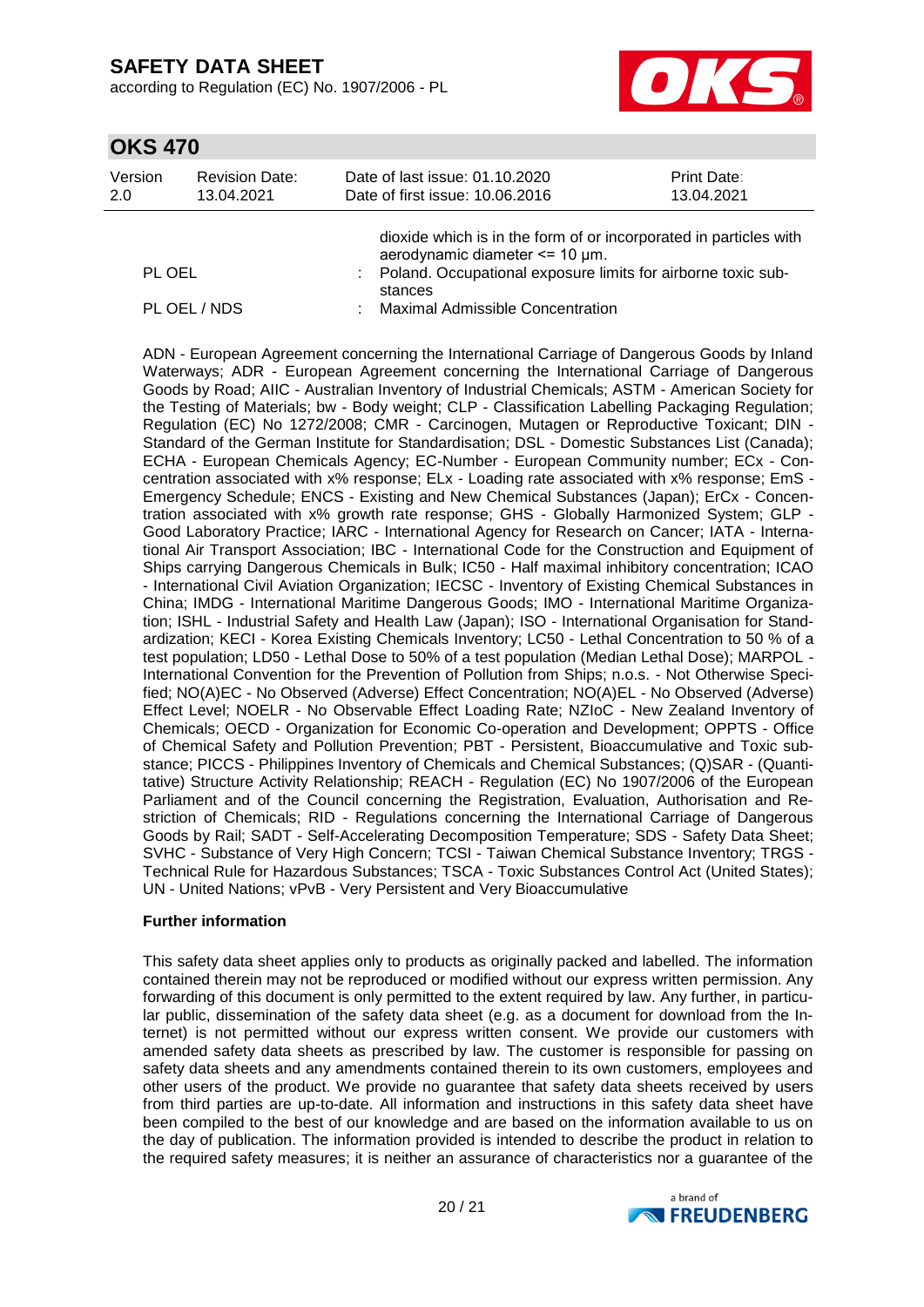dioxide which is in the form of or incorporated in particles with aerodynamic diameter <= 10 µm.

| | | |
|---|---|---|
| PL OEL | : | Poland. Occupational exposure limits for airborne toxic substances |
| PL OEL / NDS | : | Maximal Admissible Concentration |

ADN - European Agreement concerning the International Carriage of Dangerous Goods by Inland Waterways; ADR - European Agreement concerning the International Carriage of Dangerous Goods by Road; AIIC - Australian Inventory of Industrial Chemicals; ASTM - American Society for the Testing of Materials; bw - Body weight; CLP - Classification Labelling Packaging Regulation; Regulation (EC) No 1272/2008; CMR - Carcinogen, Mutagen or Reproductive Toxicant; DIN - Standard of the German Institute for Standardisation; DSL - Domestic Substances List (Canada); ECHA - European Chemicals Agency; EC-Number - European Community number; ECx - Concentration associated with x% response; ELx - Loading rate associated with x% response; EmS - Emergency Schedule; ENCS - Existing and New Chemical Substances (Japan); ErCx - Concentration associated with x% growth rate response; GHS - Globally Harmonized System; GLP - Good Laboratory Practice; IARC - International Agency for Research on Cancer; IATA - International Air Transport Association; IBC - International Code for the Construction and Equipment of Ships carrying Dangerous Chemicals in Bulk; IC50 - Half maximal inhibitory concentration; ICAO - International Civil Aviation Organization; IECSC - Inventory of Existing Chemical Substances in China; IMDG - International Maritime Dangerous Goods; IMO - International Maritime Organization; ISHL - Industrial Safety and Health Law (Japan); ISO - International Organisation for Standardization; KECI - Korea Existing Chemicals Inventory; LC50 - Lethal Concentration to 50 % of a test population; LD50 - Lethal Dose to 50% of a test population (Median Lethal Dose); MARPOL - International Convention for the Prevention of Pollution from Ships; n.o.s. - Not Otherwise Specified; NO(A)EC - No Observed (Adverse) Effect Concentration; NO(A)EL - No Observed (Adverse) Effect Level; NOELR - No Observable Effect Loading Rate; NZIoC - New Zealand Inventory of Chemicals; OECD - Organization for Economic Co-operation and Development; OPPTS - Office of Chemical Safety and Pollution Prevention; PBT - Persistent, Bioaccumulative and Toxic substance; PICCS - Philippines Inventory of Chemicals and Chemical Substances; (Q)SAR - (Quantitative) Structure Activity Relationship; REACH - Regulation (EC) No 1907/2006 of the European Parliament and of the Council concerning the Registration, Evaluation, Authorisation and Restriction of Chemicals; RID - Regulations concerning the International Carriage of Dangerous Goods by Rail; SADT - Self-Accelerating Decomposition Temperature; SDS - Safety Data Sheet; SVHC - Substance of Very High Concern; TCSI - Taiwan Chemical Substance Inventory; TRGS - Technical Rule for Hazardous Substances; TSCA - Toxic Substances Control Act (United States); UN - United Nations; vPvB - Very Persistent and Very Bioaccumulative

**Further information**

This safety data sheet applies only to products as originally packed and labelled. The information contained therein may not be reproduced or modified without our express written permission. Any forwarding of this document is only permitted to the extent required by law. Any further, in particular public, dissemination of the safety data sheet (e.g. as a document for download from the Internet) is not permitted without our express written consent. We provide our customers with amended safety data sheets as prescribed by law. The customer is responsible for passing on safety data sheets and any amendments contained therein to its own customers, employees and other users of the product. We provide no guarantee that safety data sheets received by users from third parties are up-to-date. All information and instructions in this safety data sheet have been compiled to the best of our knowledge and are based on the information available to us on the day of publication. The information provided is intended to describe the product in relation to the required safety measures; it is neither an assurance of characteristics nor a guarantee of the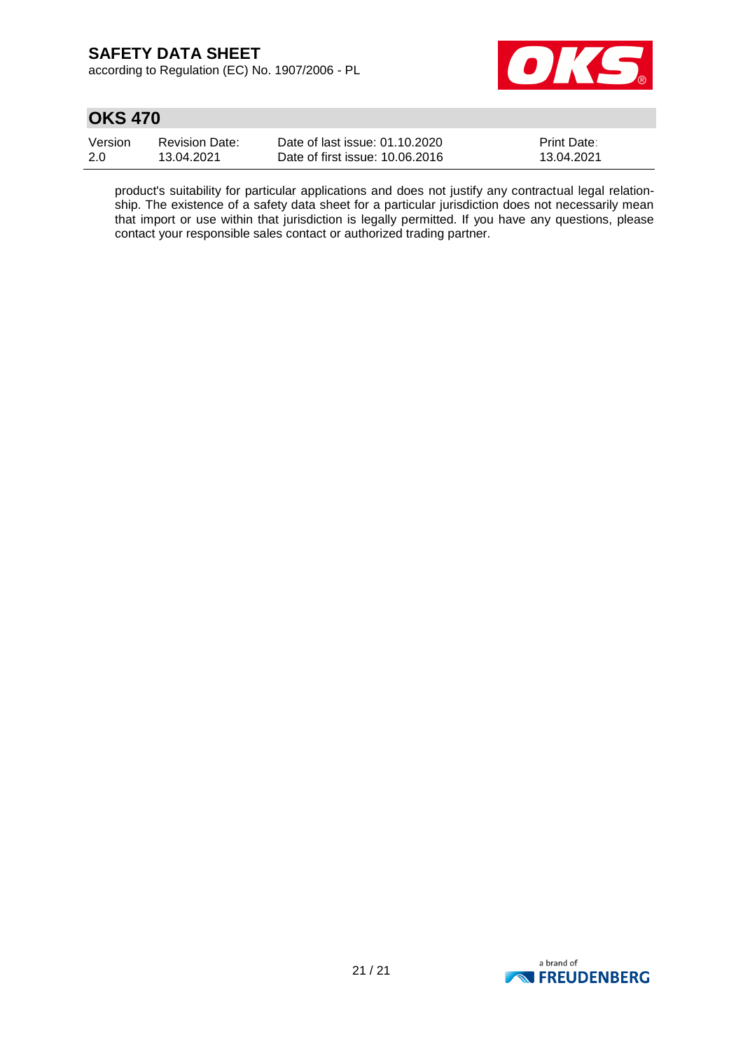product's suitability for particular applications and does not justify any contractual legal relationship. The existence of a safety data sheet for a particular jurisdiction does not necessarily mean that import or use within that jurisdiction is legally permitted. If you have any questions, please contact your responsible sales contact or authorized trading partner.